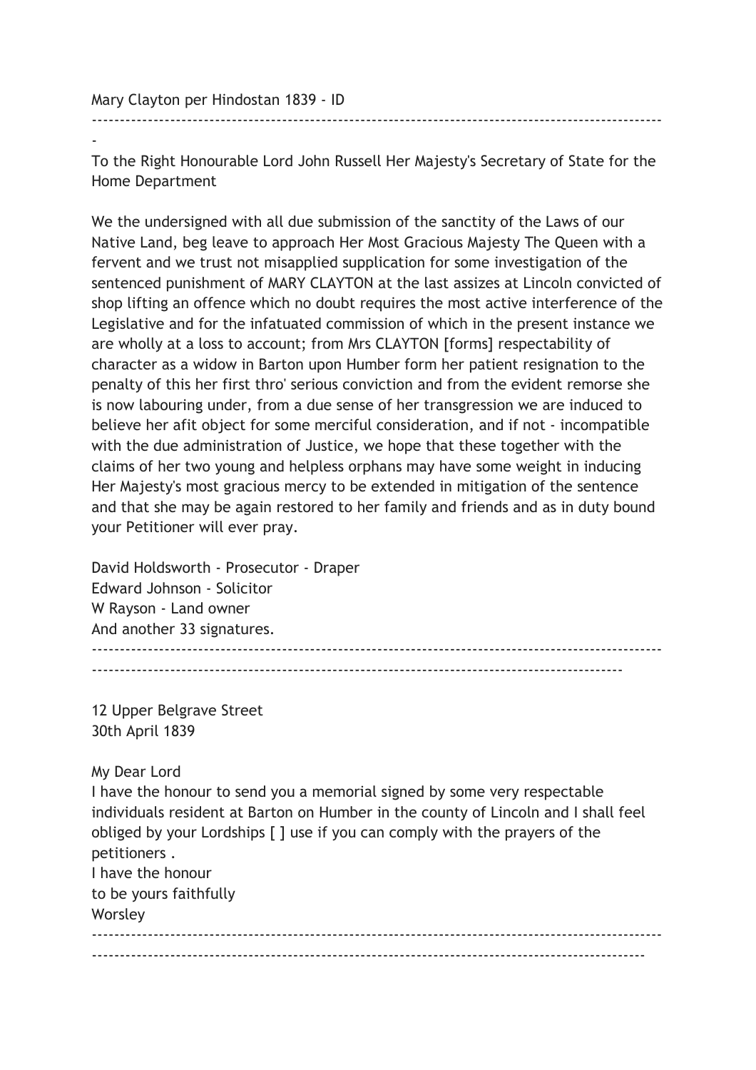Mary Clayton per Hindostan 1839 - ID

---

To the Right Honourable Lord John Russell Her Majesty's Secretary of State for the Home Department

We the undersigned with all due submission of the sanctity of the Laws of our Native Land, beg leave to approach Her Most Gracious Majesty The Queen with a fervent and we trust not misapplied supplication for some investigation of the sentenced punishment of MARY CLAYTON at the last assizes at Lincoln convicted of shop lifting an offence which no doubt requires the most active interference of the Legislative and for the infatuated commission of which in the present instance we are wholly at a loss to account; from Mrs CLAYTON [forms] respectability of character as a widow in Barton upon Humber form her patient resignation to the penalty of this her first thro' serious conviction and from the evident remorse she is now labouring under, from a due sense of her transgression we are induced to believe her afit object for some merciful consideration, and if not - incompatible with the due administration of Justice, we hope that these together with the claims of her two young and helpless orphans may have some weight in inducing Her Majesty's most gracious mercy to be extended in mitigation of the sentence and that she may be again restored to her family and friends and as in duty bound your Petitioner will ever pray.

David Holdsworth - Prosecutor - Draper
Edward Johnson - Solicitor
W Rayson - Land owner
And another 33 signatures.

---

12 Upper Belgrave Street
30th April 1839

My Dear Lord
I have the honour to send you a memorial signed by some very respectable individuals resident at Barton on Humber in the county of Lincoln and I shall feel obliged by your Lordships [ ] use if you can comply with the prayers of the petitioners .
I have the honour
to be yours faithfully
Worsley

---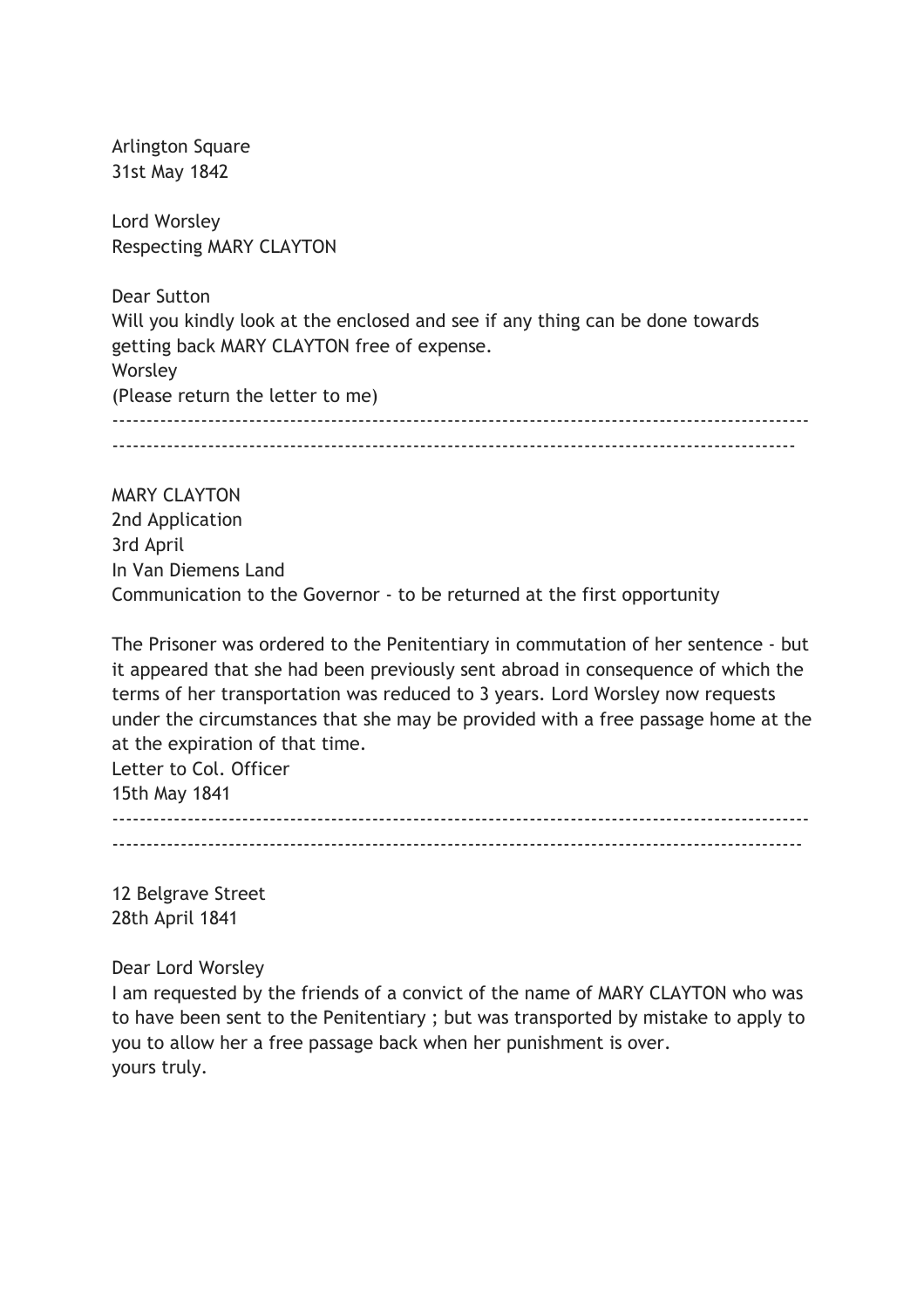Arlington Square
31st May 1842

Lord Worsley
Respecting MARY CLAYTON

Dear Sutton
Will you kindly look at the enclosed and see if any thing can be done towards getting back MARY CLAYTON free of expense.
Worsley
(Please return the letter to me)

---

MARY CLAYTON
2nd Application
3rd April
In Van Diemens Land
Communication to the Governor - to be returned at the first opportunity

The Prisoner was ordered to the Penitentiary in commutation of her sentence - but it appeared that she had been previously sent abroad in consequence of which the terms of her transportation was reduced to 3 years. Lord Worsley now requests under the circumstances that she may be provided with a free passage home at the at the expiration of that time.
Letter to Col. Officer
15th May 1841

---

12 Belgrave Street
28th April 1841

Dear Lord Worsley
I am requested by the friends of a convict of the name of MARY CLAYTON who was to have been sent to the Penitentiary ; but was transported by mistake to apply to you to allow her a free passage back when her punishment is over.
yours truly.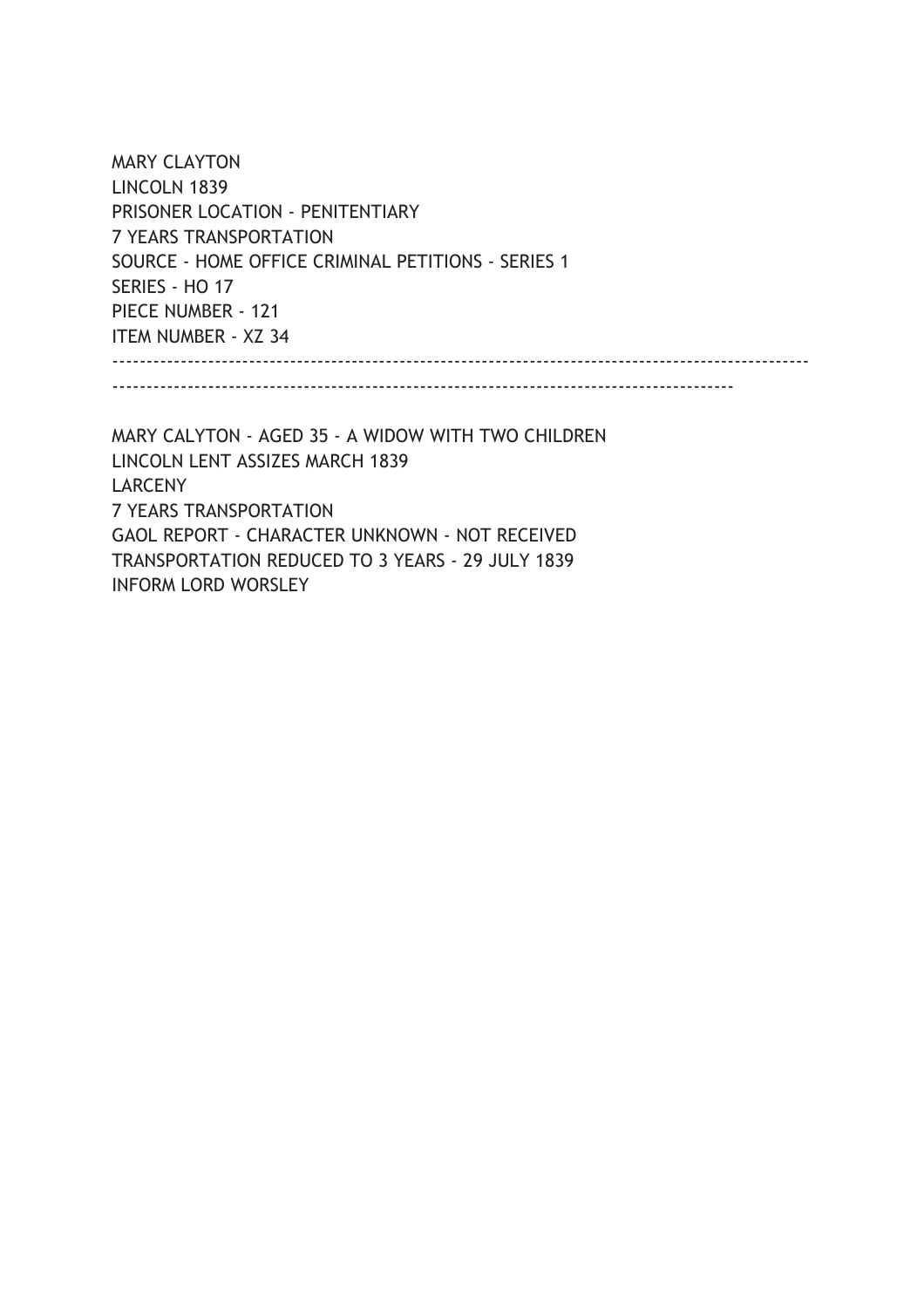MARY CLAYTON
LINCOLN 1839
PRISONER LOCATION - PENITENTIARY
7 YEARS TRANSPORTATION
SOURCE - HOME OFFICE CRIMINAL PETITIONS - SERIES 1
SERIES - HO 17
PIECE NUMBER - 121
ITEM NUMBER - XZ 34

---

MARY CALYTON - AGED 35 - A WIDOW WITH TWO CHILDREN
LINCOLN LENT ASSIZES MARCH 1839
LARCENY
7 YEARS TRANSPORTATION
GAOL REPORT - CHARACTER UNKNOWN - NOT RECEIVED
TRANSPORTATION REDUCED TO 3 YEARS - 29 JULY 1839
INFORM LORD WORSLEY